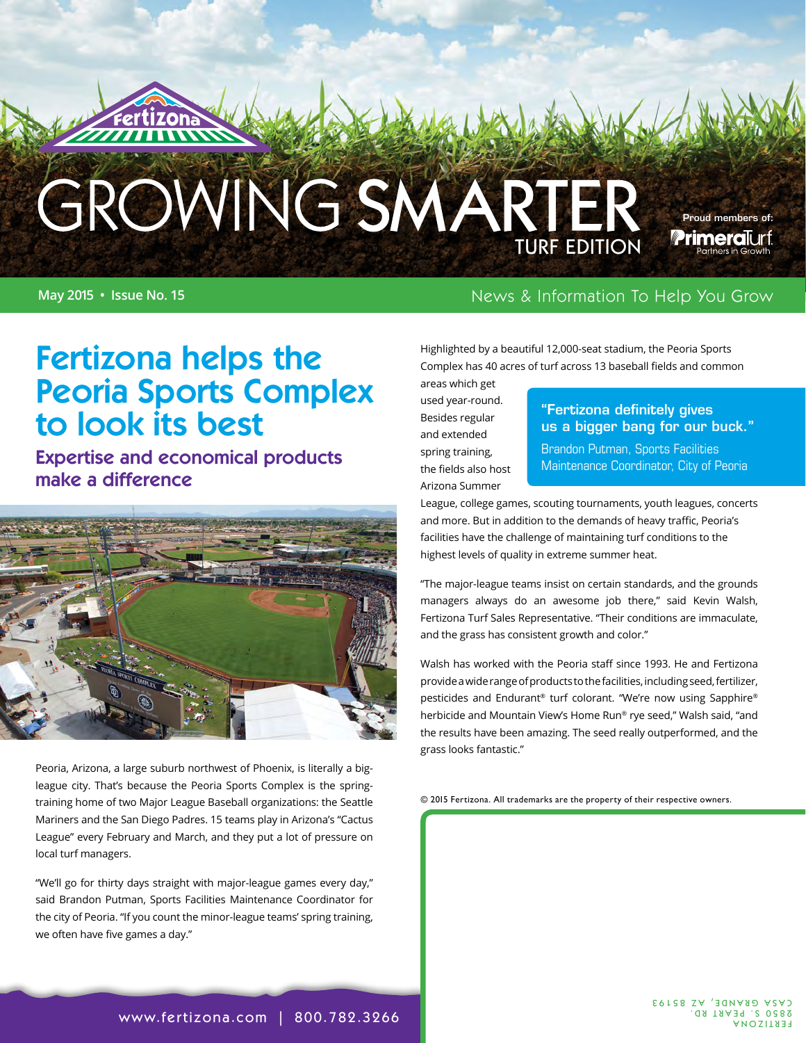# GROWING SMARTER

TURF EDITION

Proud members of: PrimeraTurf — Partners in Growth

**May 2015 • Issue No. 15**

News & Information To Help You Grow

## Fertizona helps the Peoria Sports Complex to look its best

### Expertise and economical products make a difference

Peoria, Arizona, a large suburb northwest of Phoenix, is literally a big-league city. That's because the Peoria Sports Complex is the spring-training home of two Major League Baseball organizations: the Seattle Mariners and the San Diego Padres. 15 teams play in Arizona's "Cactus League" every February and March, and they put a lot of pressure on local turf managers.

"We'll go for thirty days straight with major-league games every day," said Brandon Putman, Sports Facilities Maintenance Coordinator for the city of Peoria. "If you count the minor-league teams' spring training, we often have five games a day."

Highlighted by a beautiful 12,000-seat stadium, the Peoria Sports Complex has 40 acres of turf across 13 baseball fields and common areas which get used year-round. Besides regular and extended spring training, the fields also host Arizona Summer League, college games, scouting tournaments, youth leagues, concerts and more. But in addition to the demands of heavy traffic, Peoria's facilities have the challenge of maintaining turf conditions to the highest levels of quality in extreme summer heat.

> **"Fertizona definitely gives us a bigger bang for our buck."**
>
> Brandon Putman, Sports Facilities Maintenance Coordinator, City of Peoria

"The major-league teams insist on certain standards, and the grounds managers always do an awesome job there," said Kevin Walsh, Fertizona Turf Sales Representative. "Their conditions are immaculate, and the grass has consistent growth and color."

Walsh has worked with the Peoria staff since 1993. He and Fertizona provide a wide range of products to the facilities, including seed, fertilizer, pesticides and Endurant® turf colorant. "We're now using Sapphire® herbicide and Mountain View's Home Run® rye seed," Walsh said, "and the results have been amazing. The seed really outperformed, and the grass looks fantastic."

© 2015 Fertizona. All trademarks are the property of their respective owners.

www.fertizona.com | 800.782.3266

FERTIZONA
2850 S. PEART RD.
CASA GRANDE, AZ 85193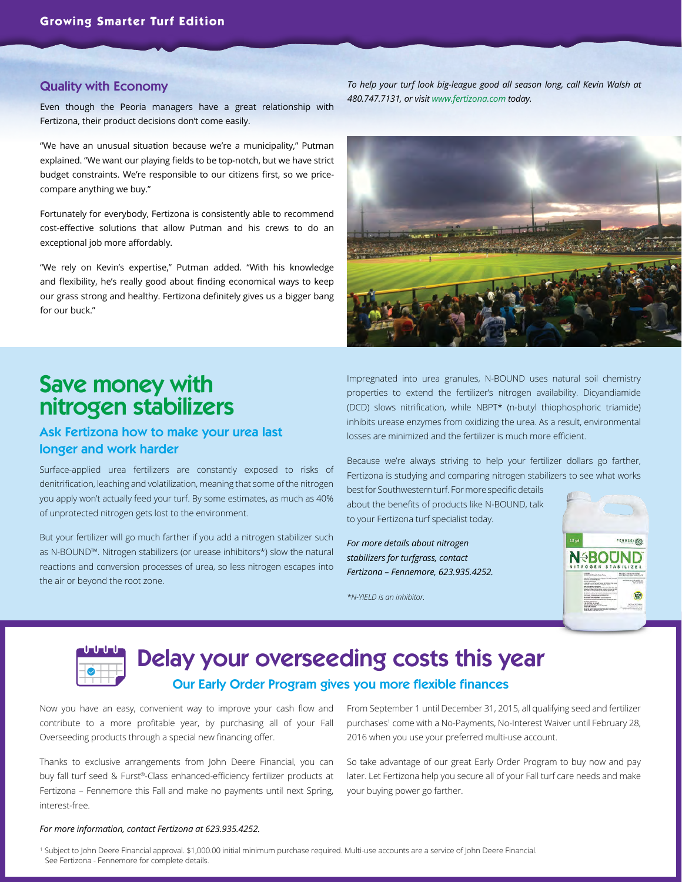## Quality with Economy

Even though the Peoria managers have a great relationship with Fertizona, their product decisions don't come easily.

"We have an unusual situation because we're a municipality," Putman explained. "We want our playing fields to be top-notch, but we have strict budget constraints. We're responsible to our citizens first, so we price-compare anything we buy."

Fortunately for everybody, Fertizona is consistently able to recommend cost-effective solutions that allow Putman and his crews to do an exceptional job more affordably.

"We rely on Kevin's expertise," Putman added. "With his knowledge and flexibility, he's really good about finding economical ways to keep our grass strong and healthy. Fertizona definitely gives us a bigger bang for our buck."

*To help your turf look big-league good all season long, call Kevin Walsh at 480.747.7131, or visit www.fertizona.com today.*

# Save money with nitrogen stabilizers

### Ask Fertizona how to make your urea last longer and work harder

Surface-applied urea fertilizers are constantly exposed to risks of denitrification, leaching and volatilization, meaning that some of the nitrogen you apply won't actually feed your turf. By some estimates, as much as 40% of unprotected nitrogen gets lost to the environment.

But your fertilizer will go much farther if you add a nitrogen stabilizer such as N-BOUND™. Nitrogen stabilizers (or urease inhibitors*) slow the natural reactions and conversion processes of urea, so less nitrogen escapes into the air or beyond the root zone.

Impregnated into urea granules, N-BOUND uses natural soil chemistry properties to extend the fertilizer's nitrogen availability. Dicyandiamide (DCD) slows nitrification, while NBPT* (n-butyl thiophosphoric triamide) inhibits urease enzymes from oxidizing the urea. As a result, environmental losses are minimized and the fertilizer is much more efficient.

Because we're always striving to help your fertilizer dollars go farther, Fertizona is studying and comparing nitrogen stabilizers to see what works best for Southwestern turf. For more specific details about the benefits of products like N-BOUND, talk to your Fertizona turf specialist today.

*For more details about nitrogen stabilizers for turfgrass, contact Fertizona – Fennemore, 623.935.4252.*

*\*N-YIELD is an inhibitor.*

# Delay your overseeding costs this year

### Our Early Order Program gives you more flexible finances

Now you have an easy, convenient way to improve your cash flow and contribute to a more profitable year, by purchasing all of your Fall Overseeding products through a special new financing offer.

Thanks to exclusive arrangements from John Deere Financial, you can buy fall turf seed & Furst®-Class enhanced-efficiency fertilizer products at Fertizona – Fennemore this Fall and make no payments until next Spring, interest-free.

From September 1 until December 31, 2015, all qualifying seed and fertilizer purchases[1] come with a No-Payments, No-Interest Waiver until February 28, 2016 when you use your preferred multi-use account.

So take advantage of our great Early Order Program to buy now and pay later. Let Fertizona help you secure all of your Fall turf care needs and make your buying power go farther.

*For more information, contact Fertizona at 623.935.4252.*

[1] Subject to John Deere Financial approval. $1,000.00 initial minimum purchase required. Multi-use accounts are a service of John Deere Financial. See Fertizona - Fennemore for complete details.